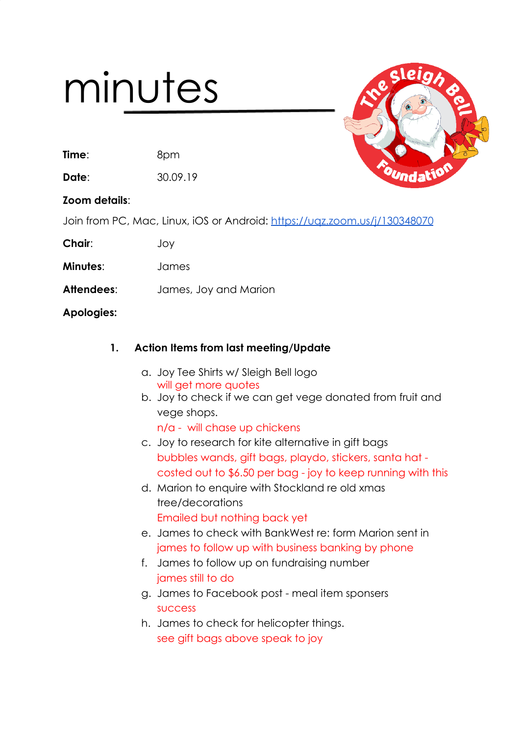# minutes

**Time**: 8pm

**Date**: 30.09.19

**Zoom details**:

Join from PC, Mac, Linux, iOS or Android: [https://uqz.zoom.us/j/130348070](https://uqz.zoom.us/j/130348070)

**Chair**: Joy

**Minutes**: James

**Attendees**: James, Joy and Marion

**Apologies:**

## 1. Action Items from last meeting/Update

a. Joy Tee Shirts w/ Sleigh Bell logo
   will get more quotes
b. Joy to check if we can get vege donated from fruit and vege shops.
   n/a - will chase up chickens
c. Joy to research for kite alternative in gift bags
   bubbles wands, gift bags, playdo, stickers, santa hat - costed out to $6.50 per bag - joy to keep running with this
d. Marion to enquire with Stockland re old xmas tree/decorations
   Emailed but nothing back yet
e. James to check with BankWest re: form Marion sent in
   james to follow up with business banking by phone
f. James to follow up on fundraising number
   james still to do
g. James to Facebook post - meal item sponsers
   success
h. James to check for helicopter things.
   see gift bags above speak to joy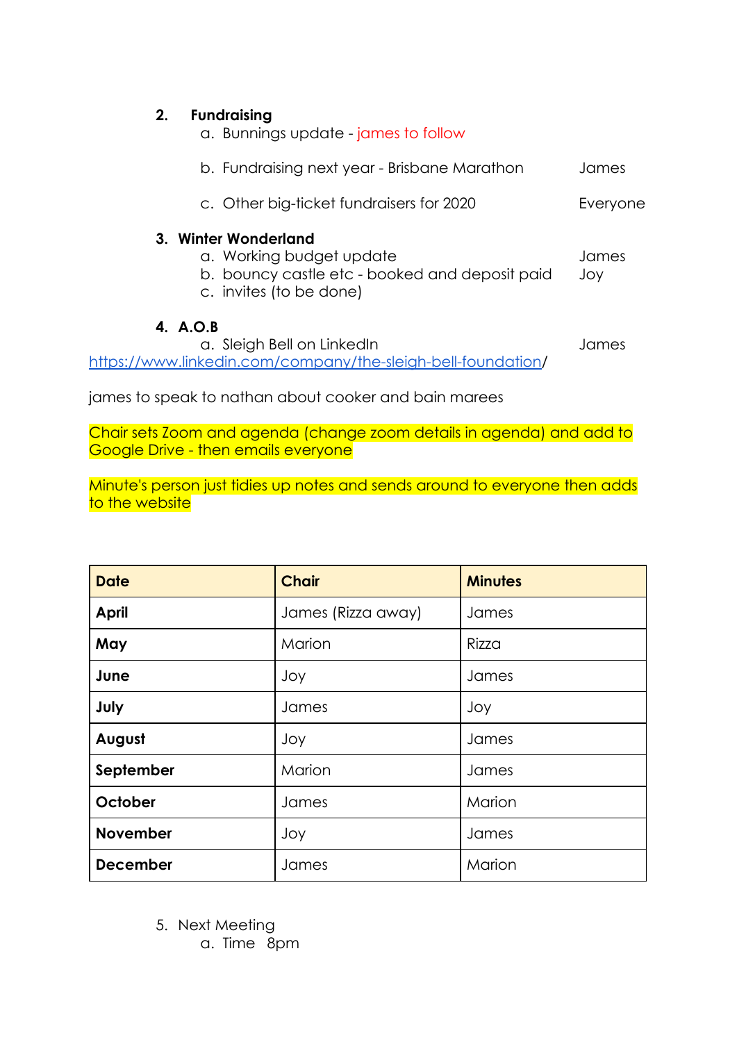2. **Fundraising**
    a. Bunnings update - james to follow

    b. Fundraising next year - Brisbane Marathon James

    c. Other big-ticket fundraisers for 2020 Everyone

3. **Winter Wonderland**
    a. Working budget update James
    b. bouncy castle etc - booked and deposit paid Joy
    c. invites (to be done)

4. **A.O.B**
    a. Sleigh Bell on LinkedIn James

https://www.linkedin.com/company/the-sleigh-bell-foundation/

james to speak to nathan about cooker and bain marees

Chair sets Zoom and agenda (change zoom details in agenda) and add to Google Drive - then emails everyone

Minute's person just tidies up notes and sends around to everyone then adds to the website

| Date | Chair | Minutes |
|---|---|---|
| **April** | James (Rizza away) | James |
| **May** | Marion | Rizza |
| **June** | Joy | James |
| **July** | James | Joy |
| **August** | Joy | James |
| **September** | Marion | James |
| **October** | James | Marion |
| **November** | Joy | James |
| **December** | James | Marion |

5. Next Meeting
    a. Time 8pm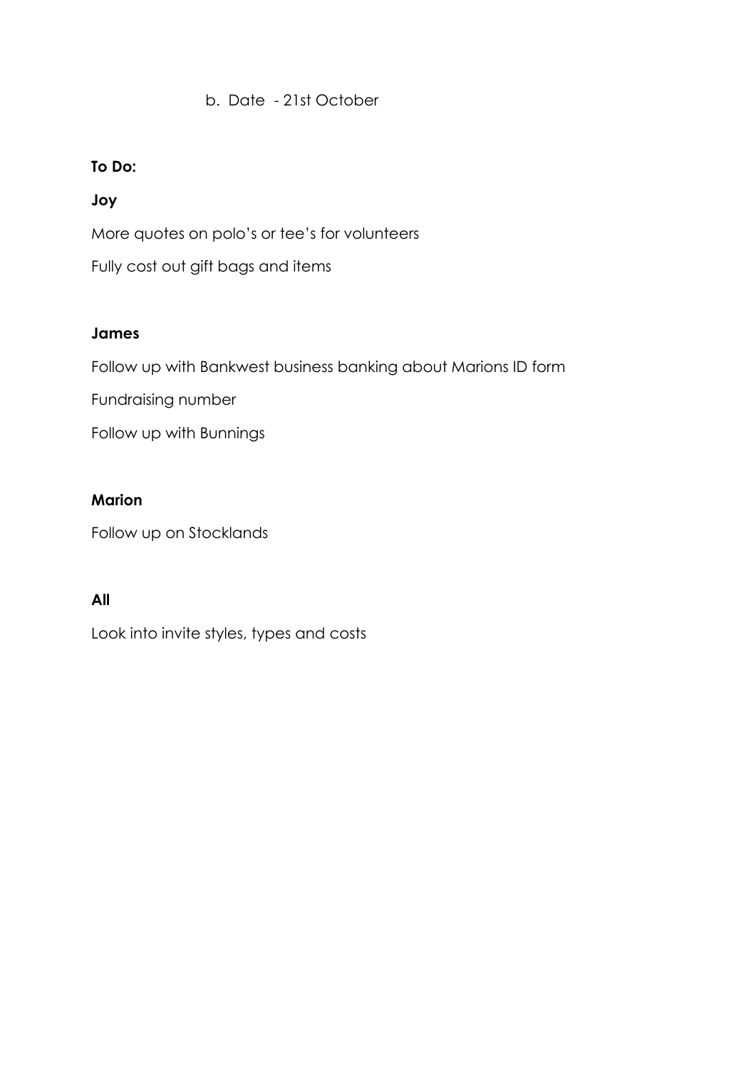b. Date - 21st October

**To Do:**

**Joy**

More quotes on polo's or tee's for volunteers

Fully cost out gift bags and items

**James**

Follow up with Bankwest business banking about Marions ID form

Fundraising number

Follow up with Bunnings

**Marion**

Follow up on Stocklands

**All**

Look into invite styles, types and costs